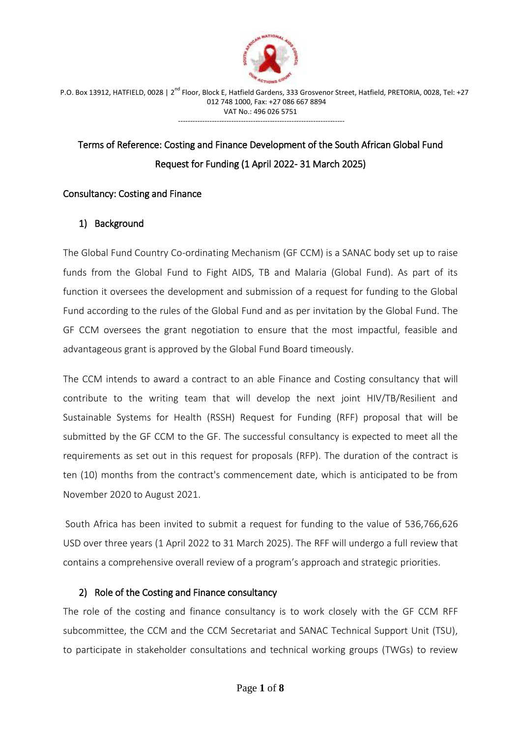P.O. Box 13912, HATFIELD, 0028 | 2nd Floor, Block E, Hatfield Gardens, 333 Grosvenor Street, Hatfield, PRETORIA, 0028, Tel: +27 012 748 1000, Fax: +27 086 667 8894
VAT No.: 496 026 5751

---

# Terms of Reference: Costing and Finance Development of the South African Global Fund Request for Funding (1 April 2022- 31 March 2025)

## Consultancy: Costing and Finance

### 1) Background

The Global Fund Country Co-ordinating Mechanism (GF CCM) is a SANAC body set up to raise funds from the Global Fund to Fight AIDS, TB and Malaria (Global Fund). As part of its function it oversees the development and submission of a request for funding to the Global Fund according to the rules of the Global Fund and as per invitation by the Global Fund. The GF CCM oversees the grant negotiation to ensure that the most impactful, feasible and advantageous grant is approved by the Global Fund Board timeously.

The CCM intends to award a contract to an able Finance and Costing consultancy that will contribute to the writing team that will develop the next joint HIV/TB/Resilient and Sustainable Systems for Health (RSSH) Request for Funding (RFF) proposal that will be submitted by the GF CCM to the GF. The successful consultancy is expected to meet all the requirements as set out in this request for proposals (RFP). The duration of the contract is ten (10) months from the contract's commencement date, which is anticipated to be from November 2020 to August 2021.

South Africa has been invited to submit a request for funding to the value of 536,766,626 USD over three years (1 April 2022 to 31 March 2025). The RFF will undergo a full review that contains a comprehensive overall review of a program's approach and strategic priorities.

### 2) Role of the Costing and Finance consultancy

The role of the costing and finance consultancy is to work closely with the GF CCM RFF subcommittee, the CCM and the CCM Secretariat and SANAC Technical Support Unit (TSU), to participate in stakeholder consultations and technical working groups (TWGs) to review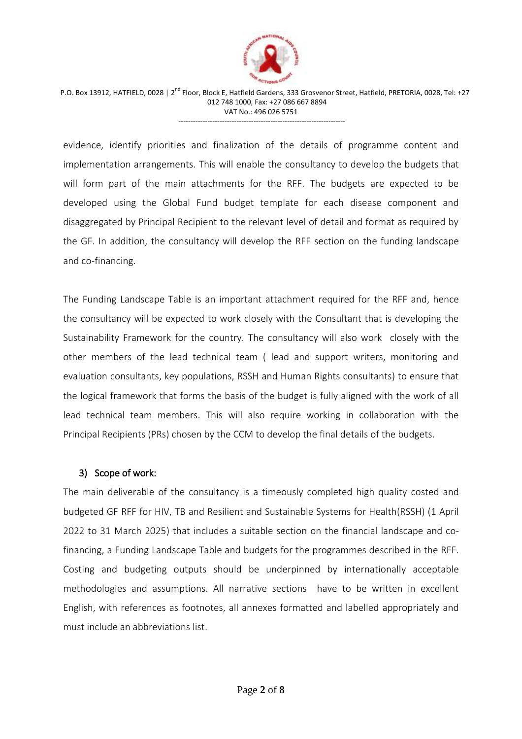evidence, identify priorities and finalization of the details of programme content and implementation arrangements. This will enable the consultancy to develop the budgets that will form part of the main attachments for the RFF. The budgets are expected to be developed using the Global Fund budget template for each disease component and disaggregated by Principal Recipient to the relevant level of detail and format as required by the GF. In addition, the consultancy will develop the RFF section on the funding landscape and co-financing.

The Funding Landscape Table is an important attachment required for the RFF and, hence the consultancy will be expected to work closely with the Consultant that is developing the Sustainability Framework for the country. The consultancy will also work closely with the other members of the lead technical team ( lead and support writers, monitoring and evaluation consultants, key populations, RSSH and Human Rights consultants) to ensure that the logical framework that forms the basis of the budget is fully aligned with the work of all lead technical team members. This will also require working in collaboration with the Principal Recipients (PRs) chosen by the CCM to develop the final details of the budgets.

## 3) Scope of work:

The main deliverable of the consultancy is a timeously completed high quality costed and budgeted GF RFF for HIV, TB and Resilient and Sustainable Systems for Health(RSSH) (1 April 2022 to 31 March 2025) that includes a suitable section on the financial landscape and co-financing, a Funding Landscape Table and budgets for the programmes described in the RFF. Costing and budgeting outputs should be underpinned by internationally acceptable methodologies and assumptions. All narrative sections have to be written in excellent English, with references as footnotes, all annexes formatted and labelled appropriately and must include an abbreviations list.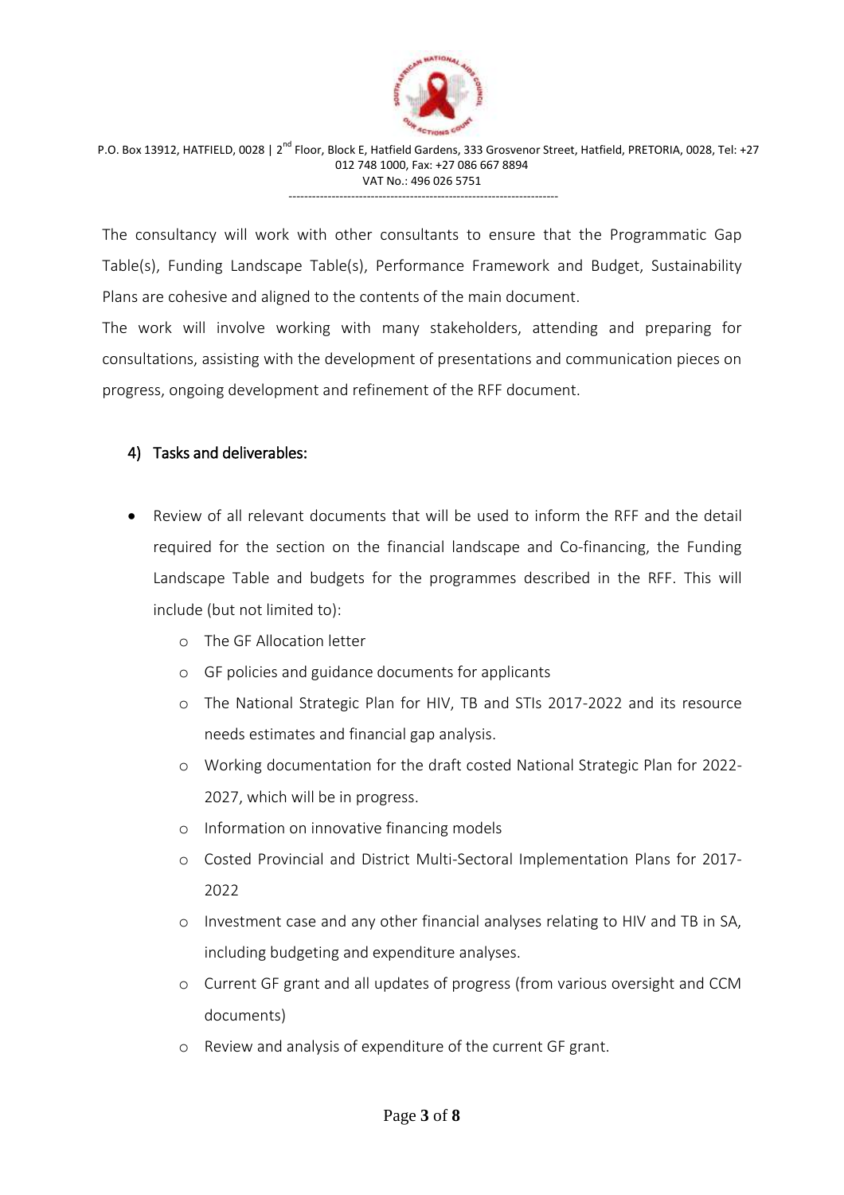The consultancy will work with other consultants to ensure that the Programmatic Gap Table(s), Funding Landscape Table(s), Performance Framework and Budget, Sustainability Plans are cohesive and aligned to the contents of the main document.

The work will involve working with many stakeholders, attending and preparing for consultations, assisting with the development of presentations and communication pieces on progress, ongoing development and refinement of the RFF document.

## 4) Tasks and deliverables:

- Review of all relevant documents that will be used to inform the RFF and the detail required for the section on the financial landscape and Co-financing, the Funding Landscape Table and budgets for the programmes described in the RFF. This will include (but not limited to):
  - The GF Allocation letter
  - GF policies and guidance documents for applicants
  - The National Strategic Plan for HIV, TB and STIs 2017-2022 and its resource needs estimates and financial gap analysis.
  - Working documentation for the draft costed National Strategic Plan for 2022-2027, which will be in progress.
  - Information on innovative financing models
  - Costed Provincial and District Multi-Sectoral Implementation Plans for 2017-2022
  - Investment case and any other financial analyses relating to HIV and TB in SA, including budgeting and expenditure analyses.
  - Current GF grant and all updates of progress (from various oversight and CCM documents)
  - Review and analysis of expenditure of the current GF grant.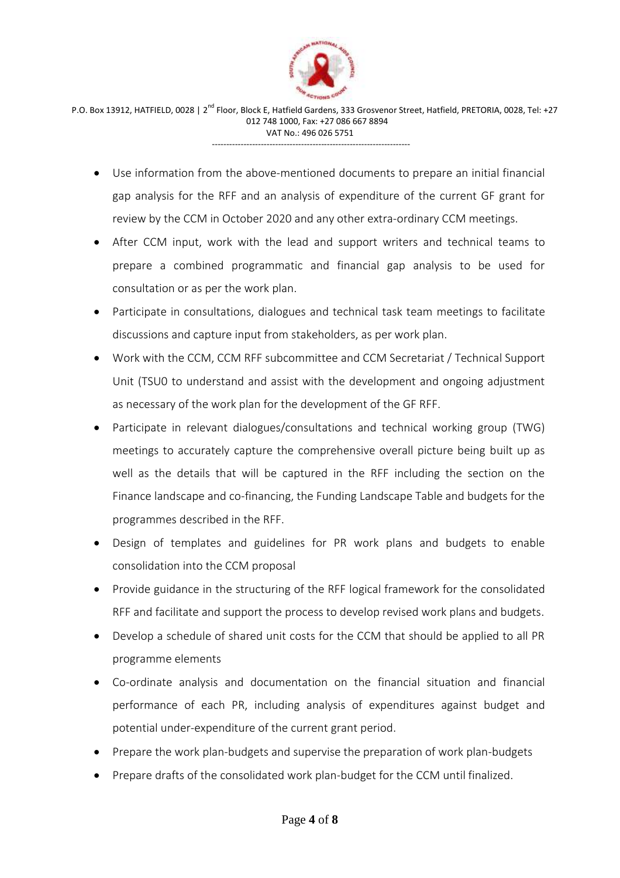- Use information from the above-mentioned documents to prepare an initial financial gap analysis for the RFF and an analysis of expenditure of the current GF grant for review by the CCM in October 2020 and any other extra-ordinary CCM meetings.
- After CCM input, work with the lead and support writers and technical teams to prepare a combined programmatic and financial gap analysis to be used for consultation or as per the work plan.
- Participate in consultations, dialogues and technical task team meetings to facilitate discussions and capture input from stakeholders, as per work plan.
- Work with the CCM, CCM RFF subcommittee and CCM Secretariat / Technical Support Unit (TSU0 to understand and assist with the development and ongoing adjustment as necessary of the work plan for the development of the GF RFF.
- Participate in relevant dialogues/consultations and technical working group (TWG) meetings to accurately capture the comprehensive overall picture being built up as well as the details that will be captured in the RFF including the section on the Finance landscape and co-financing, the Funding Landscape Table and budgets for the programmes described in the RFF.
- Design of templates and guidelines for PR work plans and budgets to enable consolidation into the CCM proposal
- Provide guidance in the structuring of the RFF logical framework for the consolidated RFF and facilitate and support the process to develop revised work plans and budgets.
- Develop a schedule of shared unit costs for the CCM that should be applied to all PR programme elements
- Co-ordinate analysis and documentation on the financial situation and financial performance of each PR, including analysis of expenditures against budget and potential under-expenditure of the current grant period.
- Prepare the work plan-budgets and supervise the preparation of work plan-budgets
- Prepare drafts of the consolidated work plan-budget for the CCM until finalized.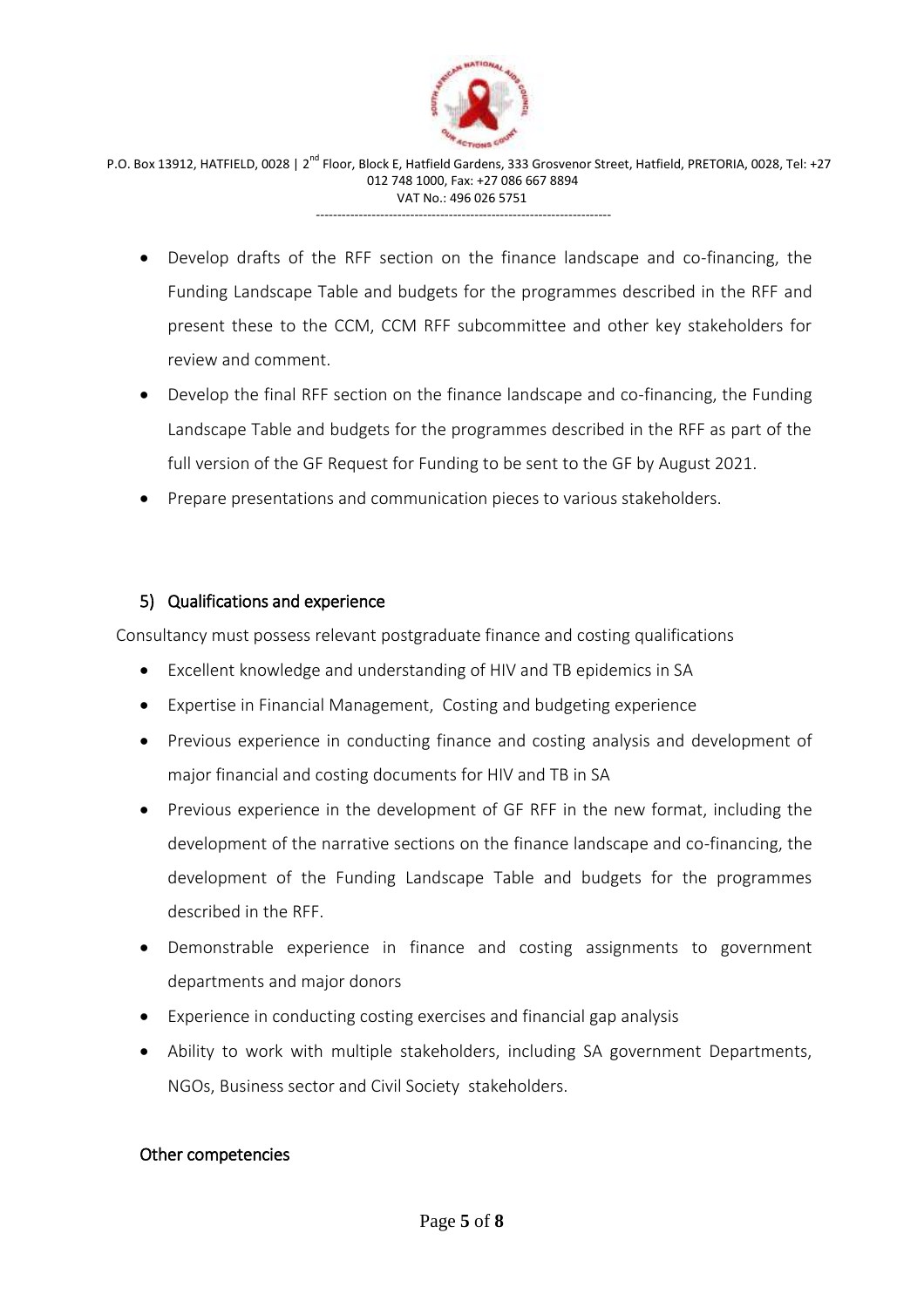- Develop drafts of the RFF section on the finance landscape and co-financing, the Funding Landscape Table and budgets for the programmes described in the RFF and present these to the CCM, CCM RFF subcommittee and other key stakeholders for review and comment.
- Develop the final RFF section on the finance landscape and co-financing, the Funding Landscape Table and budgets for the programmes described in the RFF as part of the full version of the GF Request for Funding to be sent to the GF by August 2021.
- Prepare presentations and communication pieces to various stakeholders.

## 5) Qualifications and experience

Consultancy must possess relevant postgraduate finance and costing qualifications

- Excellent knowledge and understanding of HIV and TB epidemics in SA
- Expertise in Financial Management, Costing and budgeting experience
- Previous experience in conducting finance and costing analysis and development of major financial and costing documents for HIV and TB in SA
- Previous experience in the development of GF RFF in the new format, including the development of the narrative sections on the finance landscape and co-financing, the development of the Funding Landscape Table and budgets for the programmes described in the RFF.
- Demonstrable experience in finance and costing assignments to government departments and major donors
- Experience in conducting costing exercises and financial gap analysis
- Ability to work with multiple stakeholders, including SA government Departments, NGOs, Business sector and Civil Society stakeholders.

### Other competencies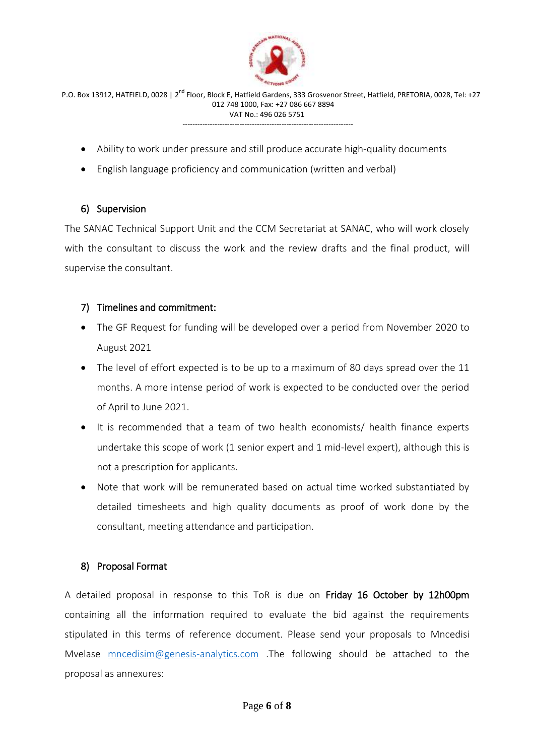- Ability to work under pressure and still produce accurate high-quality documents
- English language proficiency and communication (written and verbal)

## 6) Supervision

The SANAC Technical Support Unit and the CCM Secretariat at SANAC, who will work closely with the consultant to discuss the work and the review drafts and the final product, will supervise the consultant.

## 7) Timelines and commitment:

- The GF Request for funding will be developed over a period from November 2020 to August 2021
- The level of effort expected is to be up to a maximum of 80 days spread over the 11 months. A more intense period of work is expected to be conducted over the period of April to June 2021.
- It is recommended that a team of two health economists/ health finance experts undertake this scope of work (1 senior expert and 1 mid-level expert), although this is not a prescription for applicants.
- Note that work will be remunerated based on actual time worked substantiated by detailed timesheets and high quality documents as proof of work done by the consultant, meeting attendance and participation.

## 8) Proposal Format

A detailed proposal in response to this ToR is due on **Friday 16 October by 12h00pm** containing all the information required to evaluate the bid against the requirements stipulated in this terms of reference document. Please send your proposals to Mncedisi Mvelase mncedisim@genesis-analytics.com .The following should be attached to the proposal as annexures: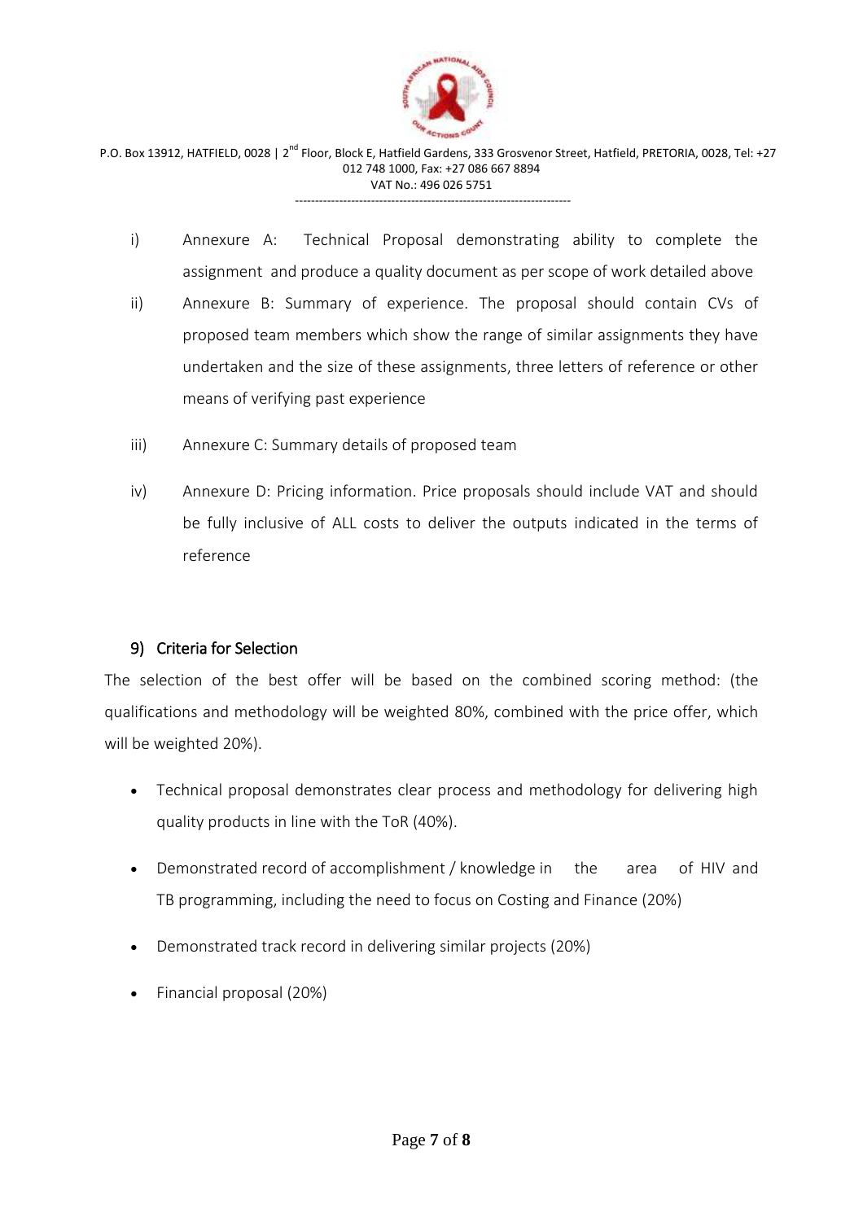i) Annexure A: Technical Proposal demonstrating ability to complete the assignment and produce a quality document as per scope of work detailed above

ii) Annexure B: Summary of experience. The proposal should contain CVs of proposed team members which show the range of similar assignments they have undertaken and the size of these assignments, three letters of reference or other means of verifying past experience

iii) Annexure C: Summary details of proposed team

iv) Annexure D: Pricing information. Price proposals should include VAT and should be fully inclusive of ALL costs to deliver the outputs indicated in the terms of reference

## 9) Criteria for Selection

The selection of the best offer will be based on the combined scoring method: (the qualifications and methodology will be weighted 80%, combined with the price offer, which will be weighted 20%).

- Technical proposal demonstrates clear process and methodology for delivering high quality products in line with the ToR (40%).
- Demonstrated record of accomplishment / knowledge in the area of HIV and TB programming, including the need to focus on Costing and Finance (20%)
- Demonstrated track record in delivering similar projects (20%)
- Financial proposal (20%)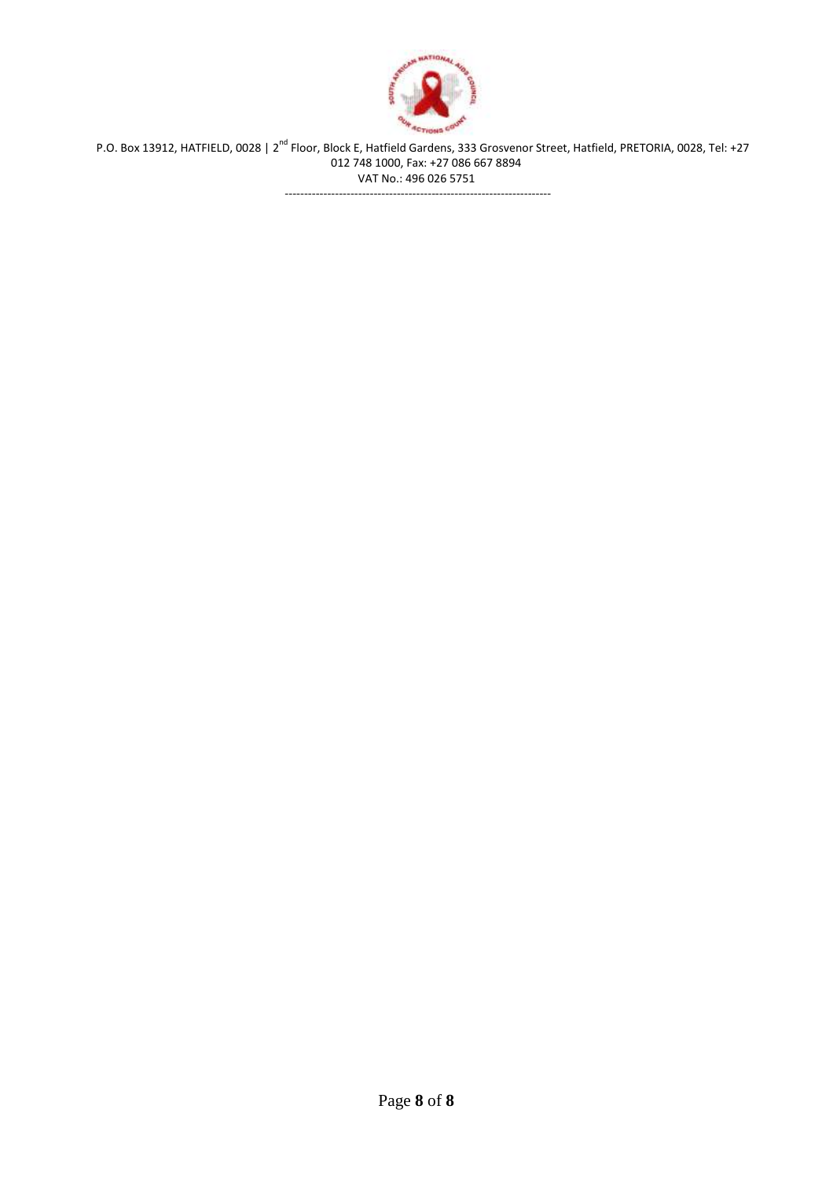P.O. Box 13912, HATFIELD, 0028 | 2nd Floor, Block E, Hatfield Gardens, 333 Grosvenor Street, Hatfield, PRETORIA, 0028, Tel: +27 012 748 1000, Fax: +27 086 667 8894

VAT No.: 496 026 5751

---